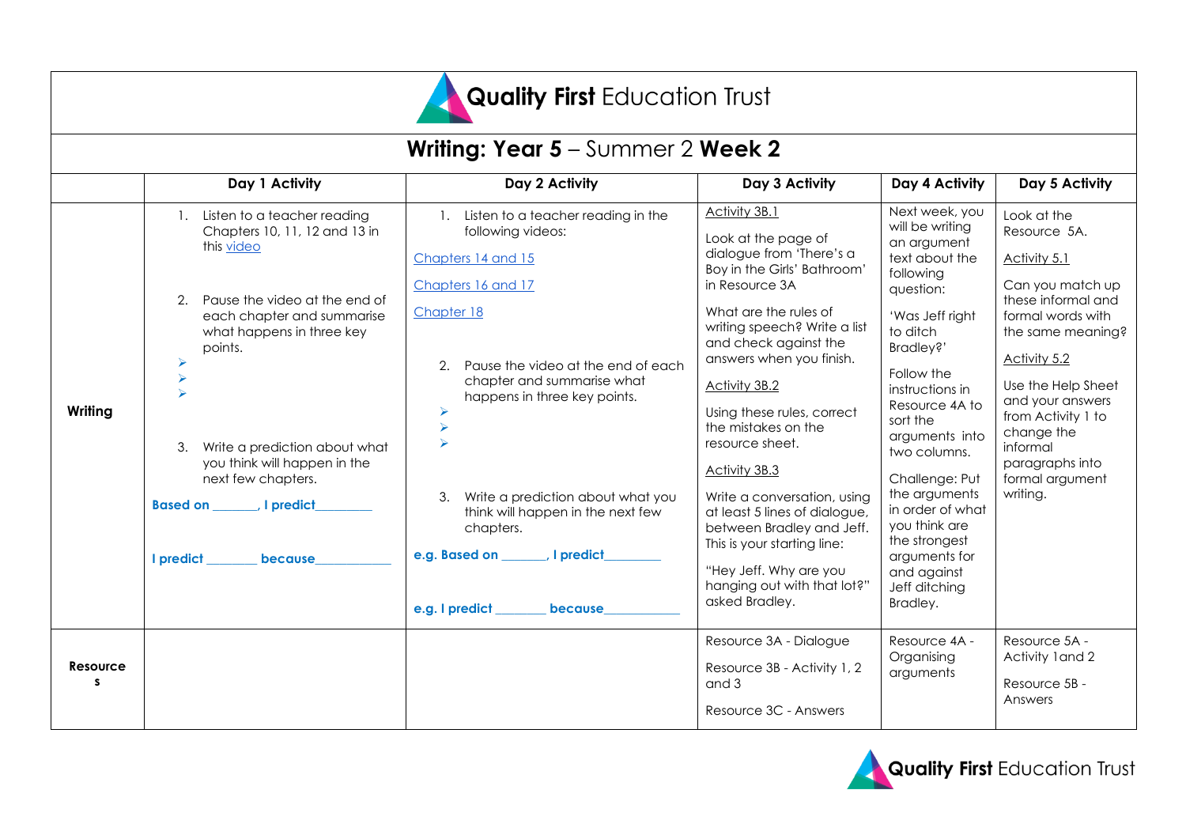# Quality First Education Trust

## Writing: Year 5 – Summer 2 Week 2

| | Day 1 Activity | Day 2 Activity | Day 3 Activity | Day 4 Activity | Day 5 Activity |
|---|---|---|---|---|---|
| **Writing** | 1. Listen to a teacher reading Chapters 10, 11, 12 and 13 in this video<br><br>2. Pause the video at the end of each chapter and summarise what happens in three key points.<br>➢<br>➢<br>➢<br><br>3. Write a prediction about what you think will happen in the next few chapters.<br><br>**Based on \_\_\_\_\_\_\_, I predict\_\_\_\_\_\_\_\_\_**<br><br>**I predict \_\_\_\_\_\_\_\_ because\_\_\_\_\_\_\_\_\_\_\_\_** | 1. Listen to a teacher reading in the following videos:<br><br>Chapters 14 and 15<br><br>Chapters 16 and 17<br><br>Chapter 18<br><br>2. Pause the video at the end of each chapter and summarise what happens in three key points.<br>➢<br>➢<br>➢<br><br>3. Write a prediction about what you think will happen in the next few chapters.<br><br>**e.g. Based on \_\_\_\_\_\_\_, I predict\_\_\_\_\_\_\_\_\_**<br><br>**e.g. I predict \_\_\_\_\_\_\_\_ because\_\_\_\_\_\_\_\_\_\_\_\_** | Activity 3B.1<br><br>Look at the page of dialogue from 'There's a Boy in the Girls' Bathroom' in Resource 3A<br><br>What are the rules of writing speech? Write a list and check against the answers when you finish.<br><br>Activity 3B.2<br><br>Using these rules, correct the mistakes on the resource sheet.<br><br>Activity 3B.3<br><br>Write a conversation, using at least 5 lines of dialogue, between Bradley and Jeff. This is your starting line:<br><br>"Hey Jeff. Why are you hanging out with that lot?" asked Bradley. | Next week, you will be writing an argument text about the following question:<br><br>'Was Jeff right to ditch Bradley?'<br><br>Follow the instructions in Resource 4A to sort the arguments into two columns.<br><br>Challenge: Put the arguments in order of what you think are the strongest arguments for and against Jeff ditching Bradley. | Look at the Resource 5A.<br><br>Activity 5.1<br><br>Can you match up these informal and formal words with the same meaning?<br><br>Activity 5.2<br><br>Use the Help Sheet and your answers from Activity 1 to change the informal paragraphs into formal argument writing. |
| **Resources** | | | Resource 3A - Dialogue<br><br>Resource 3B - Activity 1, 2 and 3<br><br>Resource 3C - Answers | Resource 4A - Organising arguments | Resource 5A - Activity 1and 2<br><br>Resource 5B - Answers |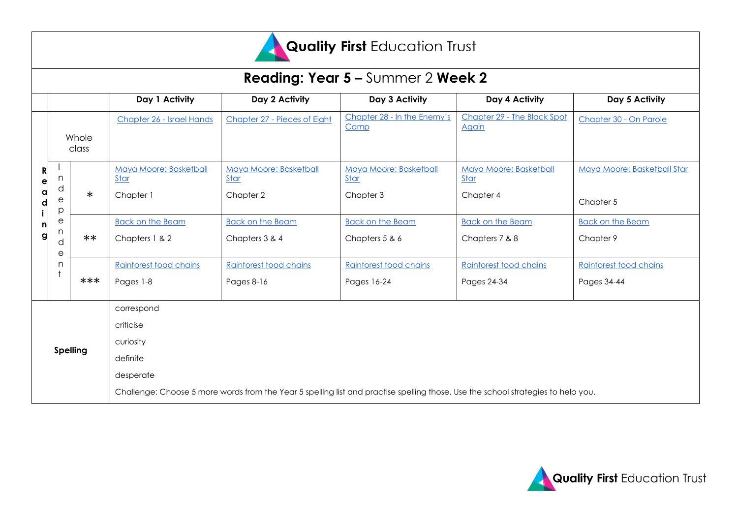Quality First Education Trust

## Reading: Year 5 – Summer 2 Week 2

| | | | Day 1 Activity | Day 2 Activity | Day 3 Activity | Day 4 Activity | Day 5 Activity |
|---|---|---|---|---|---|---|---|
| Reading | Whole class | | Chapter 26 - Israel Hands | Chapter 27 - Pieces of Eight | Chapter 28 - In the Enemy's Camp | Chapter 29 - The Black Spot Again | Chapter 30 - On Parole |
| | Independent | * | Maya Moore: Basketball Star<br>Chapter 1 | Maya Moore: Basketball Star<br>Chapter 2 | Maya Moore: Basketball Star<br>Chapter 3 | Maya Moore: Basketball Star<br>Chapter 4 | Maya Moore: Basketball Star<br>Chapter 5 |
| | | ** | Back on the Beam<br>Chapters 1 & 2 | Back on the Beam<br>Chapters 3 & 4 | Back on the Beam<br>Chapters 5 & 6 | Back on the Beam<br>Chapters 7 & 8 | Back on the Beam<br>Chapter 9 |
| | | *** | Rainforest food chains<br>Pages 1-8 | Rainforest food chains<br>Pages 8-16 | Rainforest food chains<br>Pages 16-24 | Rainforest food chains<br>Pages 24-34 | Rainforest food chains<br>Pages 34-44 |
| **Spelling** | | | correspond<br>criticise<br>curiosity<br>definite<br>desperate<br>Challenge: Choose 5 more words from the Year 5 spelling list and practise spelling those. Use the school strategies to help you. | | | | |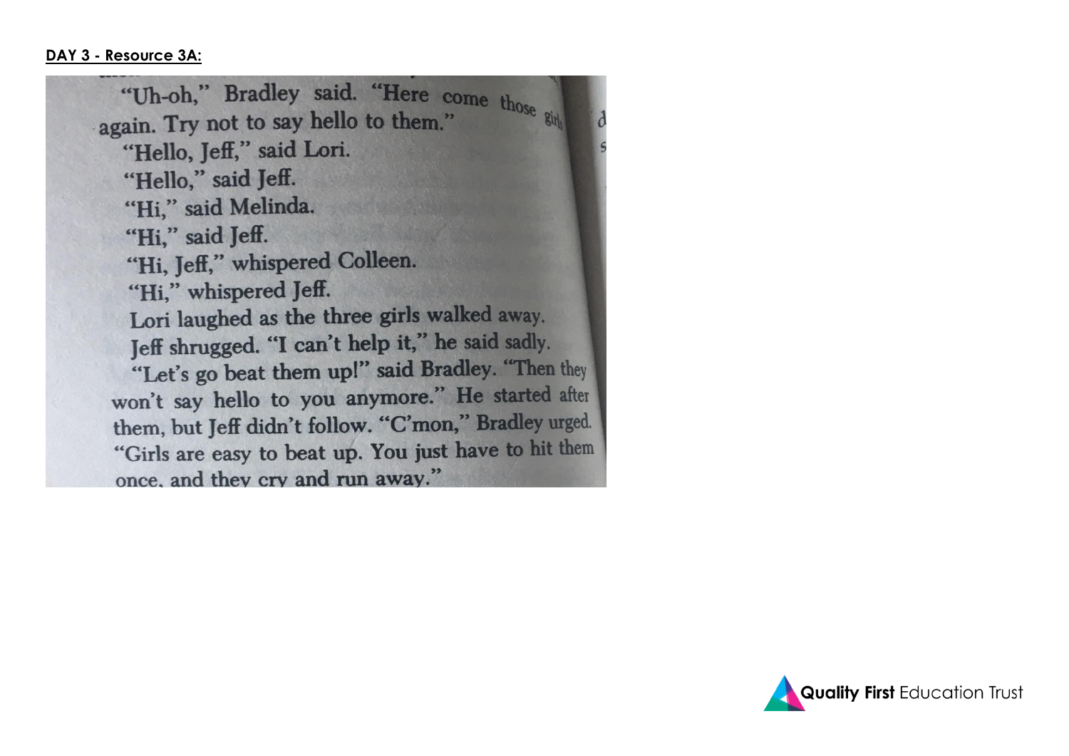**DAY 3 - Resource 3A:**

"Uh-oh," Bradley said. "Here come those girls again. Try not to say hello to them."

"Hello, Jeff," said Lori.

"Hello," said Jeff.

"Hi," said Melinda.

"Hi," said Jeff.

"Hi, Jeff," whispered Colleen.

"Hi," whispered Jeff.

Lori laughed as the three girls walked away.

Jeff shrugged. "I can't help it," he said sadly.

"Let's go beat them up!" said Bradley. "Then they won't say hello to you anymore." He started after them, but Jeff didn't follow. "C'mon," Bradley urged. "Girls are easy to beat up. You just have to hit them once, and they cry and run away."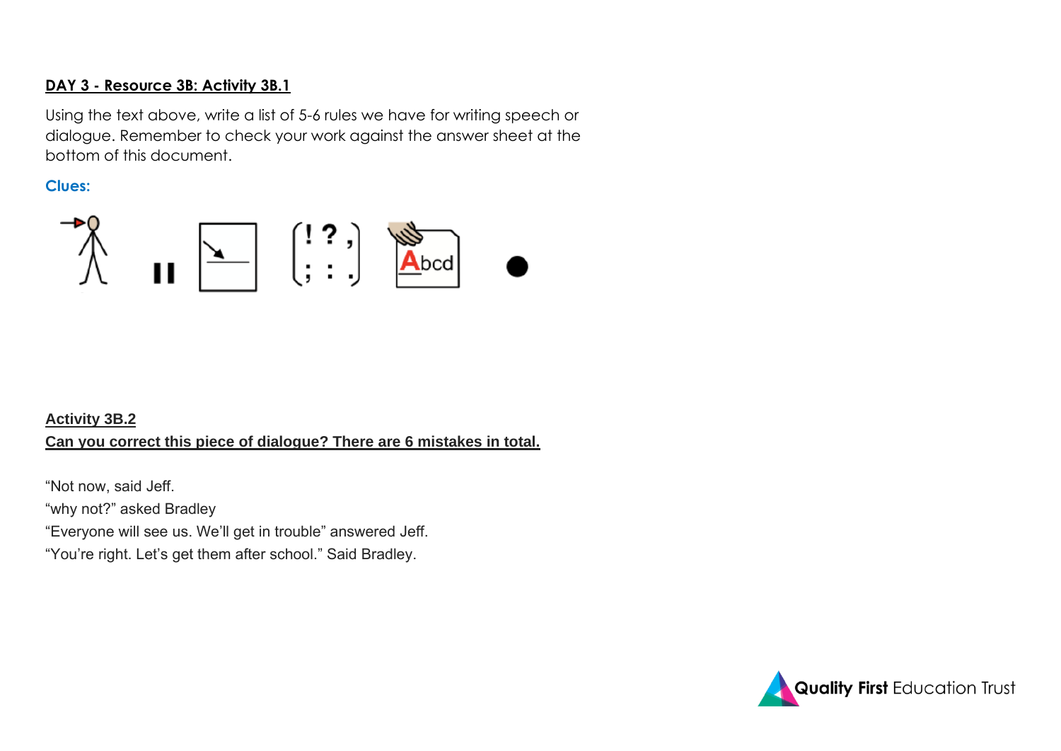**DAY 3 - Resource 3B: Activity 3B.1**

Using the text above, write a list of 5-6 rules we have for writing speech or dialogue. Remember to check your work against the answer sheet at the bottom of this document.

**Clues:**

**Activity 3B.2**

**Can you correct this piece of dialogue? There are 6 mistakes in total.**

“Not now, said Jeff.

“why not?” asked Bradley

“Everyone will see us. We’ll get in trouble” answered Jeff.

“You’re right. Let’s get them after school.” Said Bradley.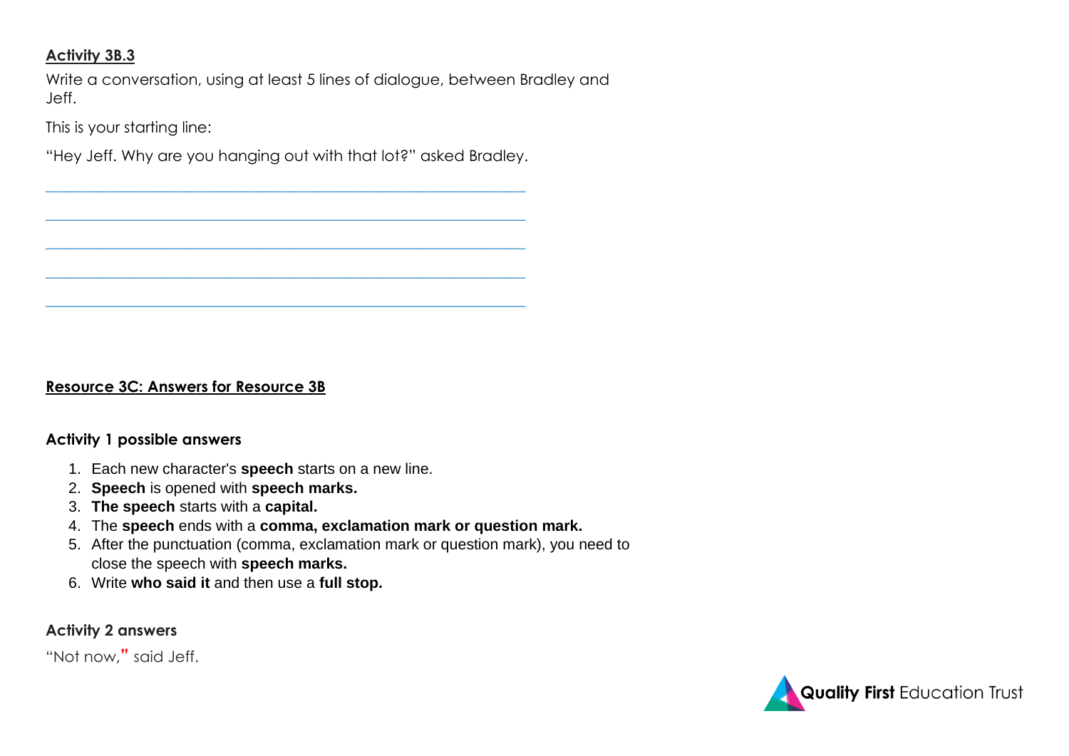**Activity 3B.3**

Write a conversation, using at least 5 lines of dialogue, between Bradley and Jeff.

This is your starting line:

"Hey Jeff. Why are you hanging out with that lot?" asked Bradley.

\_\_\_\_\_\_\_\_\_\_\_\_\_\_\_\_\_\_\_\_\_\_\_\_\_\_\_\_\_\_\_\_\_\_\_\_\_\_\_\_\_\_\_\_\_\_\_\_\_\_\_\_\_\_\_\_\_\_\_\_

\_\_\_\_\_\_\_\_\_\_\_\_\_\_\_\_\_\_\_\_\_\_\_\_\_\_\_\_\_\_\_\_\_\_\_\_\_\_\_\_\_\_\_\_\_\_\_\_\_\_\_\_\_\_\_\_\_\_\_\_

\_\_\_\_\_\_\_\_\_\_\_\_\_\_\_\_\_\_\_\_\_\_\_\_\_\_\_\_\_\_\_\_\_\_\_\_\_\_\_\_\_\_\_\_\_\_\_\_\_\_\_\_\_\_\_\_\_\_\_\_

\_\_\_\_\_\_\_\_\_\_\_\_\_\_\_\_\_\_\_\_\_\_\_\_\_\_\_\_\_\_\_\_\_\_\_\_\_\_\_\_\_\_\_\_\_\_\_\_\_\_\_\_\_\_\_\_\_\_\_\_

\_\_\_\_\_\_\_\_\_\_\_\_\_\_\_\_\_\_\_\_\_\_\_\_\_\_\_\_\_\_\_\_\_\_\_\_\_\_\_\_\_\_\_\_\_\_\_\_\_\_\_\_\_\_\_\_\_\_\_\_

**Resource 3C: Answers for Resource 3B**

**Activity 1 possible answers**

1. Each new character's **speech** starts on a new line.
2. **Speech** is opened with **speech marks.**
3. **The speech** starts with a **capital.**
4. The **speech** ends with a **comma, exclamation mark or question mark.**
5. After the punctuation (comma, exclamation mark or question mark), you need to close the speech with **speech marks.**
6. Write **who said it** and then use a **full stop.**

**Activity 2 answers**

"Not now," said Jeff.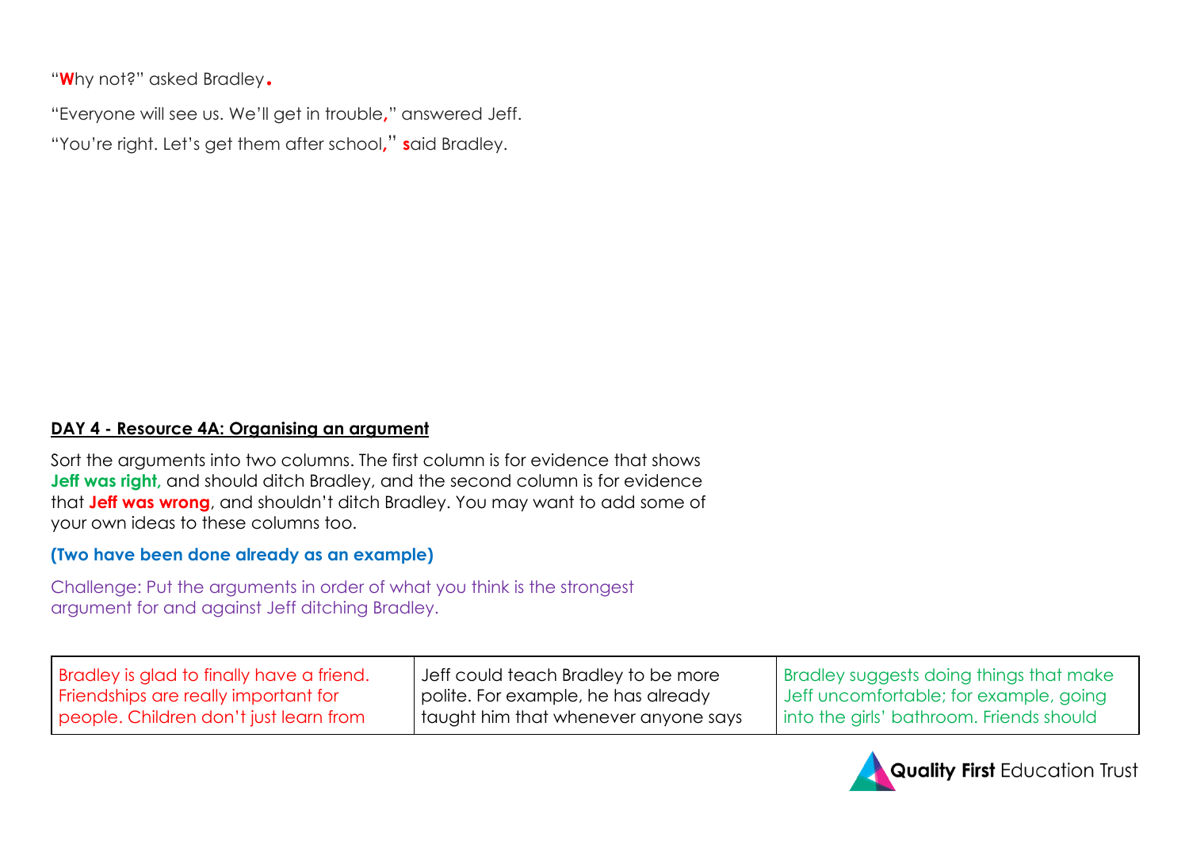"Why not?" asked Bradley.

"Everyone will see us. We'll get in trouble," answered Jeff.

"You're right. Let's get them after school," said Bradley.

**DAY 4 - Resource 4A: Organising an argument**

Sort the arguments into two columns. The first column is for evidence that shows **Jeff was right,** and should ditch Bradley, and the second column is for evidence that **Jeff was wrong**, and shouldn't ditch Bradley. You may want to add some of your own ideas to these columns too.

**(Two have been done already as an example)**

Challenge: Put the arguments in order of what you think is the strongest argument for and against Jeff ditching Bradley.

| Bradley is glad to finally have a friend. Friendships are really important for people. Children don't just learn from | Jeff could teach Bradley to be more polite. For example, he has already taught him that whenever anyone says | Bradley suggests doing things that make Jeff uncomfortable; for example, going into the girls' bathroom. Friends should |
|---|---|---|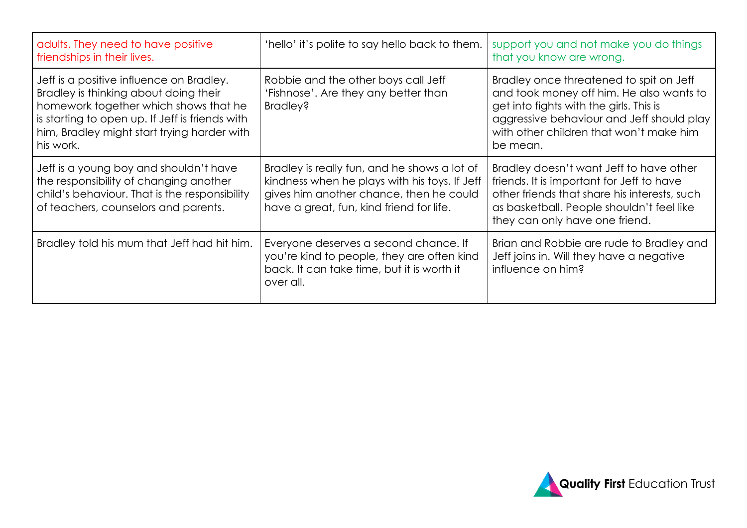| | | |
|---|---|---|
| adults. They need to have positive friendships in their lives. | 'hello' it's polite to say hello back to them. | support you and not make you do things that you know are wrong. |
| Jeff is a positive influence on Bradley. Bradley is thinking about doing their homework together which shows that he is starting to open up. If Jeff is friends with him, Bradley might start trying harder with his work. | Robbie and the other boys call Jeff 'Fishnose'. Are they any better than Bradley? | Bradley once threatened to spit on Jeff and took money off him. He also wants to get into fights with the girls. This is aggressive behaviour and Jeff should play with other children that won't make him be mean. |
| Jeff is a young boy and shouldn't have the responsibility of changing another child's behaviour. That is the responsibility of teachers, counselors and parents. | Bradley is really fun, and he shows a lot of kindness when he plays with his toys. If Jeff gives him another chance, then he could have a great, fun, kind friend for life. | Bradley doesn't want Jeff to have other friends. It is important for Jeff to have other friends that share his interests, such as basketball. People shouldn't feel like they can only have one friend. |
| Bradley told his mum that Jeff had hit him. | Everyone deserves a second chance. If you're kind to people, they are often kind back. It can take time, but it is worth it over all. | Brian and Robbie are rude to Bradley and Jeff joins in. Will they have a negative influence on him? |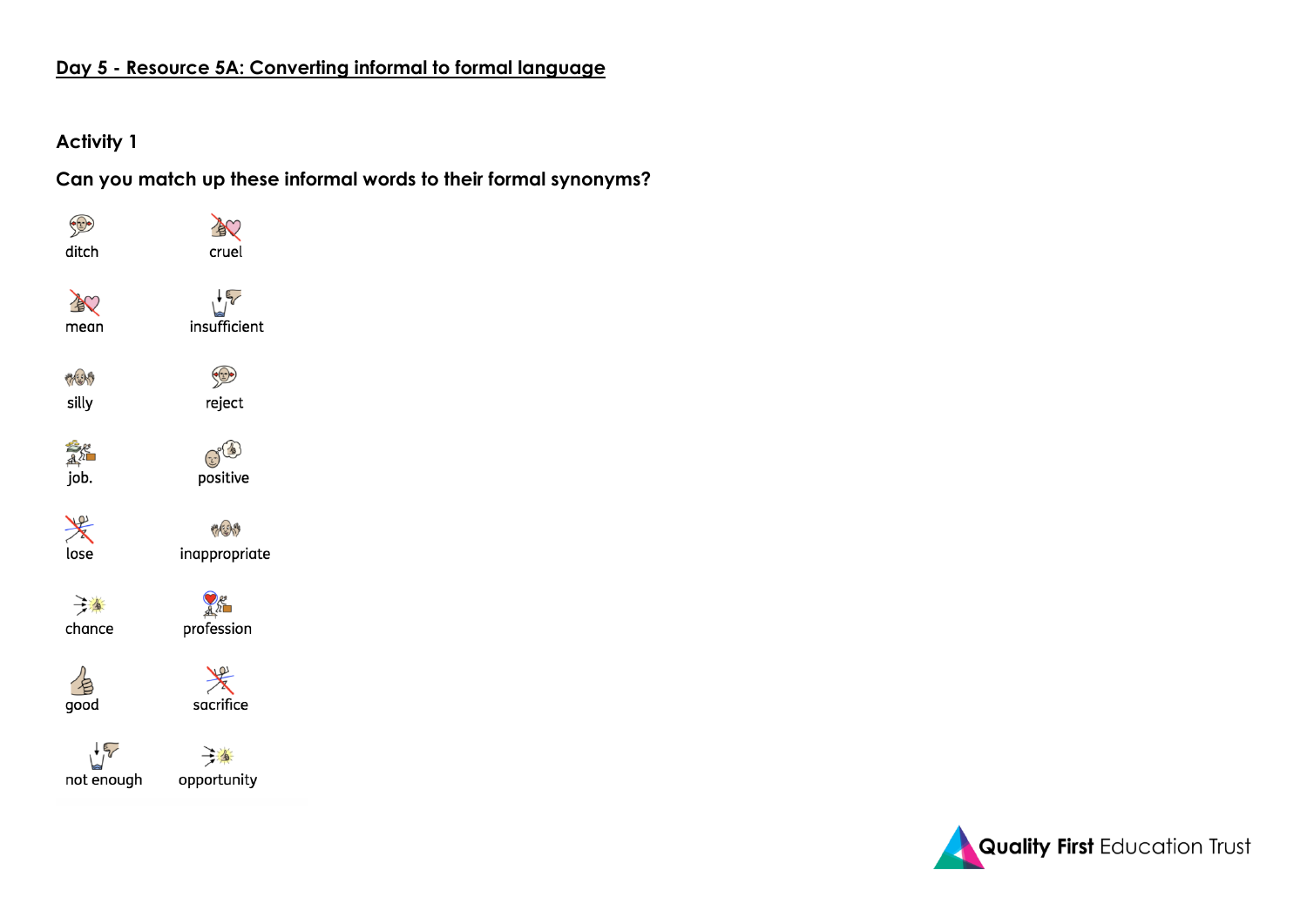## Day 5 - Resource 5A: Converting informal to formal language

### Activity 1

**Can you match up these informal words to their formal synonyms?**

| | |
|---|---|
| ditch | cruel |
| mean | insufficient |
| silly | reject |
| job. | positive |
| lose | inappropriate |
| chance | profession |
| good | sacrifice |
| not enough | opportunity |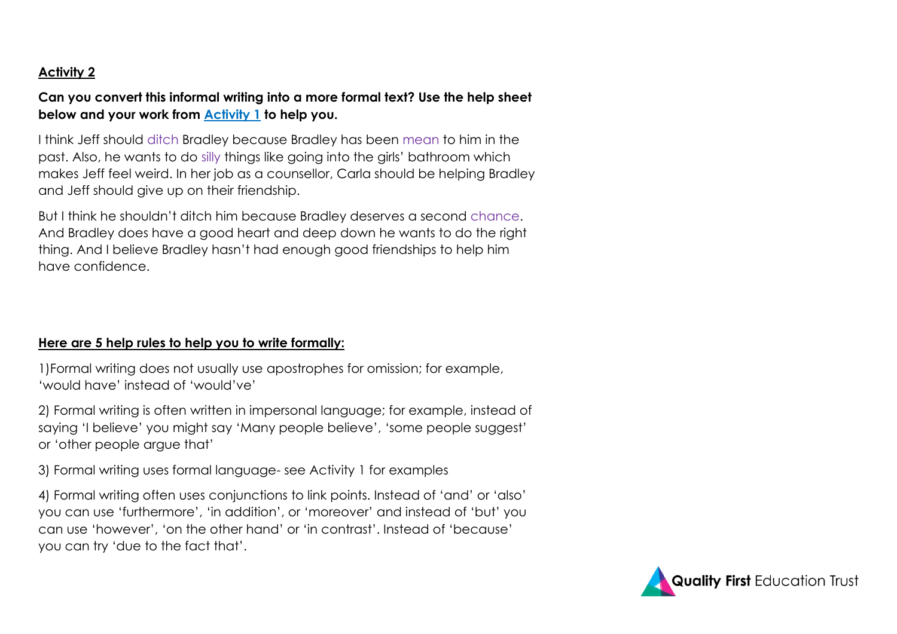**Activity 2**

**Can you convert this informal writing into a more formal text? Use the help sheet below and your work from [Activity 1](#) to help you.**

I think Jeff should ditch Bradley because Bradley has been mean to him in the past. Also, he wants to do silly things like going into the girls' bathroom which makes Jeff feel weird. In her job as a counsellor, Carla should be helping Bradley and Jeff should give up on their friendship.

But I think he shouldn't ditch him because Bradley deserves a second chance. And Bradley does have a good heart and deep down he wants to do the right thing. And I believe Bradley hasn't had enough good friendships to help him have confidence.

**Here are 5 help rules to help you to write formally:**

1)Formal writing does not usually use apostrophes for omission; for example, 'would have' instead of 'would've'

2) Formal writing is often written in impersonal language; for example, instead of saying 'I believe' you might say 'Many people believe', 'some people suggest' or 'other people argue that'

3) Formal writing uses formal language- see Activity 1 for examples

4) Formal writing often uses conjunctions to link points. Instead of 'and' or 'also' you can use 'furthermore', 'in addition', or 'moreover' and instead of 'but' you can use 'however', 'on the other hand' or 'in contrast'. Instead of 'because' you can try 'due to the fact that'.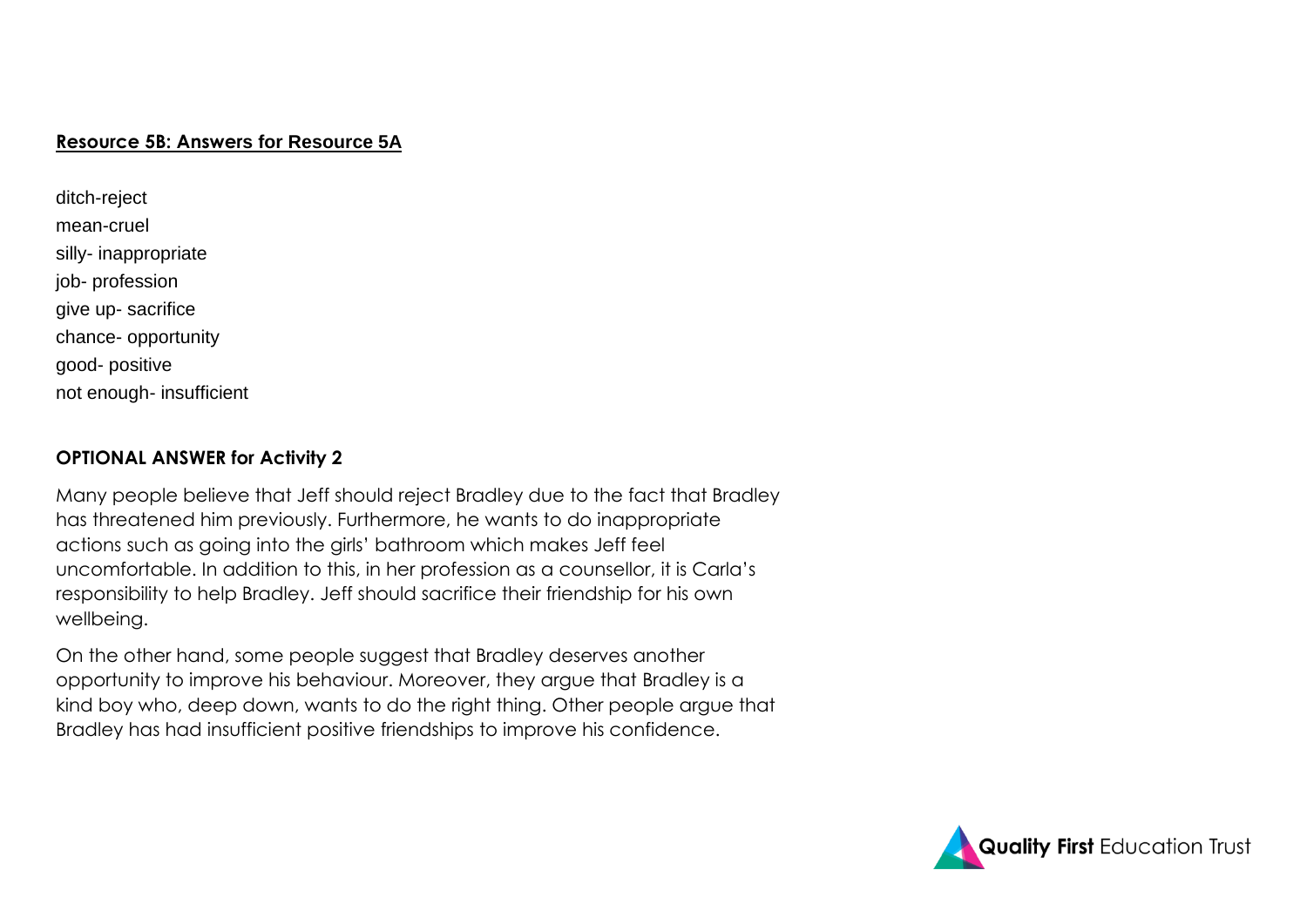**Resource 5B: Answers for Resource 5A**

ditch-reject
mean-cruel
silly- inappropriate
job- profession
give up- sacrifice
chance- opportunity
good- positive
not enough- insufficient

**OPTIONAL ANSWER for Activity 2**

Many people believe that Jeff should reject Bradley due to the fact that Bradley has threatened him previously. Furthermore, he wants to do inappropriate actions such as going into the girls' bathroom which makes Jeff feel uncomfortable. In addition to this, in her profession as a counsellor, it is Carla's responsibility to help Bradley. Jeff should sacrifice their friendship for his own wellbeing.

On the other hand, some people suggest that Bradley deserves another opportunity to improve his behaviour. Moreover, they argue that Bradley is a kind boy who, deep down, wants to do the right thing. Other people argue that Bradley has had insufficient positive friendships to improve his confidence.

**Quality First** Education Trust